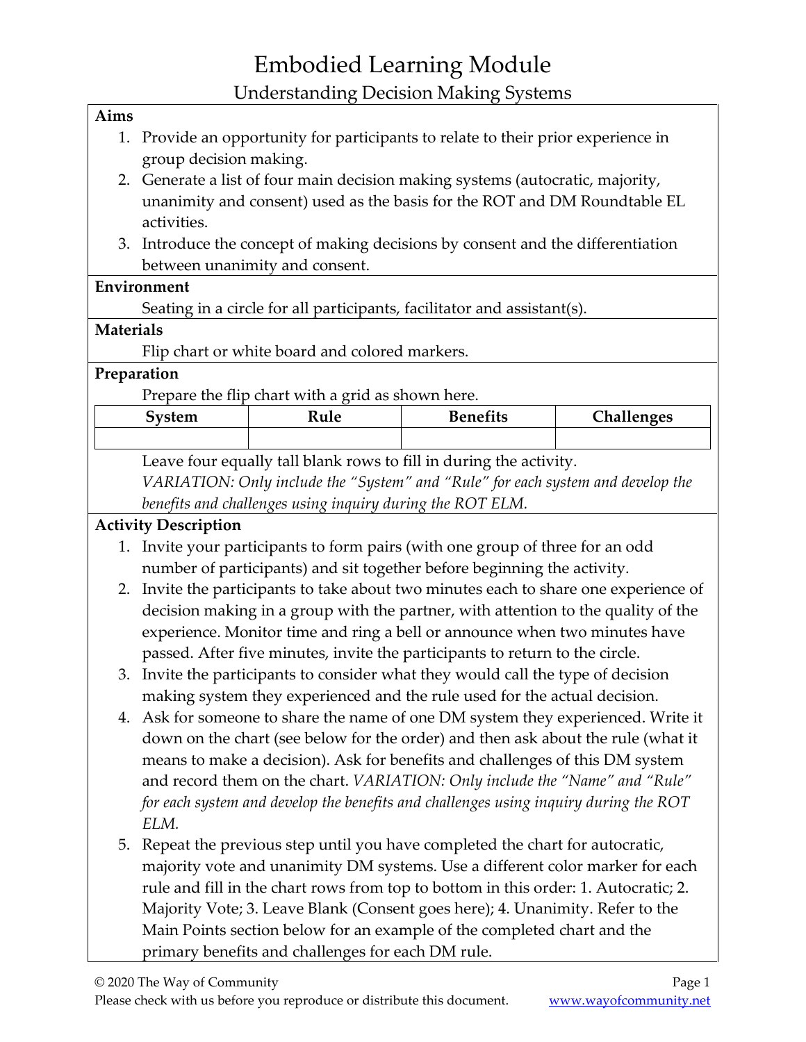# Embodied Learning Module

## Understanding Decision Making Systems

**Aims**

1. Provide an opportunity for participants to relate to their prior experience in group decision making.
2. Generate a list of four main decision making systems (autocratic, majority, unanimity and consent) used as the basis for the ROT and DM Roundtable EL activities.
3. Introduce the concept of making decisions by consent and the differentiation between unanimity and consent.

**Environment**

Seating in a circle for all participants, facilitator and assistant(s).

**Materials**

Flip chart or white board and colored markers.

**Preparation**

Prepare the flip chart with a grid as shown here.

| System | Rule | Benefits | Challenges |
|---|---|---|---|
| | | | |

Leave four equally tall blank rows to fill in during the activity.

*VARIATION: Only include the "System" and "Rule" for each system and develop the benefits and challenges using inquiry during the ROT ELM.*

**Activity Description**

1. Invite your participants to form pairs (with one group of three for an odd number of participants) and sit together before beginning the activity.
2. Invite the participants to take about two minutes each to share one experience of decision making in a group with the partner, with attention to the quality of the experience. Monitor time and ring a bell or announce when two minutes have passed. After five minutes, invite the participants to return to the circle.
3. Invite the participants to consider what they would call the type of decision making system they experienced and the rule used for the actual decision.
4. Ask for someone to share the name of one DM system they experienced. Write it down on the chart (see below for the order) and then ask about the rule (what it means to make a decision). Ask for benefits and challenges of this DM system and record them on the chart. *VARIATION: Only include the "Name" and "Rule" for each system and develop the benefits and challenges using inquiry during the ROT ELM.*
5. Repeat the previous step until you have completed the chart for autocratic, majority vote and unanimity DM systems. Use a different color marker for each rule and fill in the chart rows from top to bottom in this order: 1. Autocratic; 2. Majority Vote; 3. Leave Blank (Consent goes here); 4. Unanimity. Refer to the Main Points section below for an example of the completed chart and the primary benefits and challenges for each DM rule.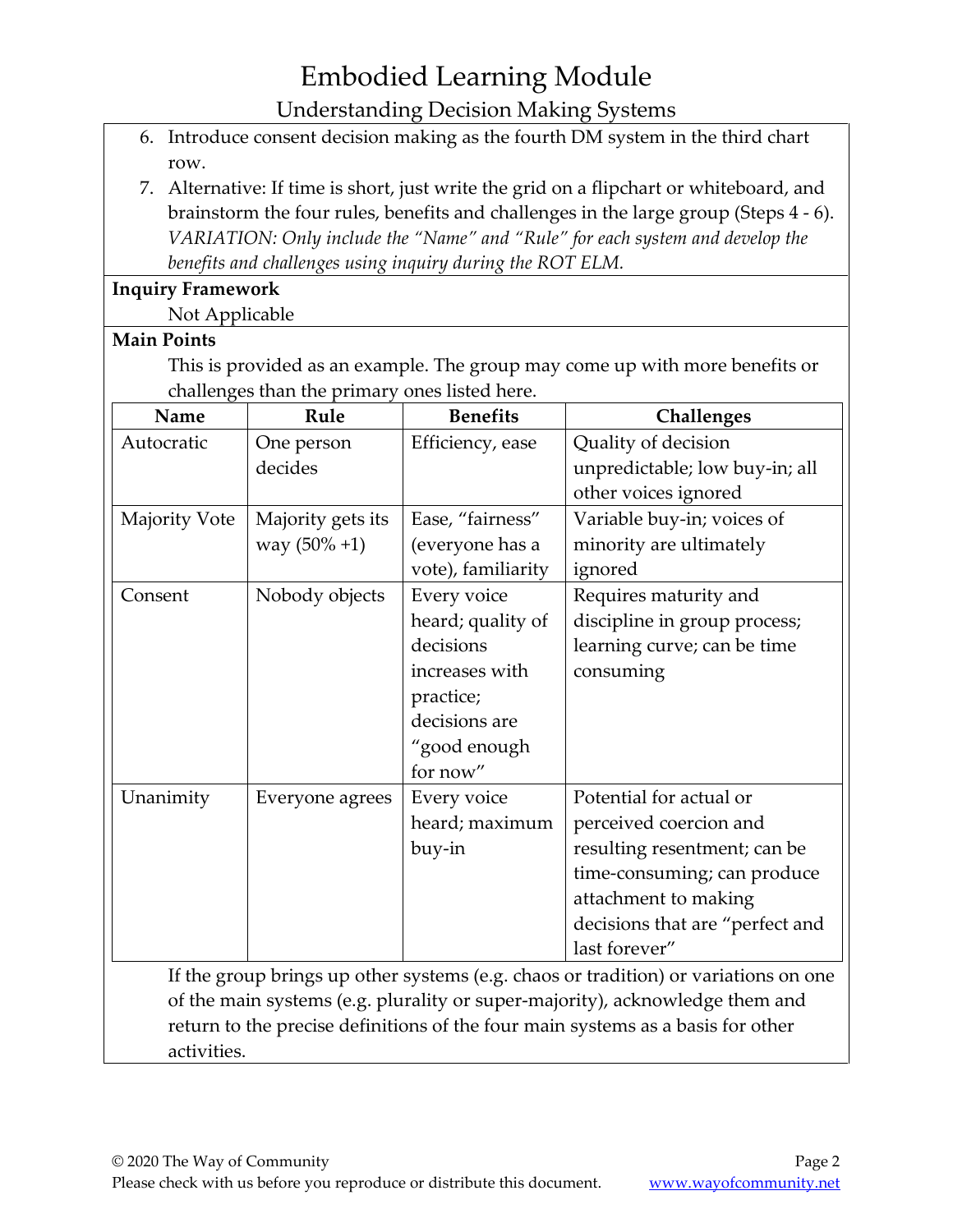6. Introduce consent decision making as the fourth DM system in the third chart row.
7. Alternative: If time is short, just write the grid on a flipchart or whiteboard, and brainstorm the four rules, benefits and challenges in the large group (Steps 4 - 6). *VARIATION: Only include the "Name" and "Rule" for each system and develop the benefits and challenges using inquiry during the ROT ELM.*

**Inquiry Framework**

Not Applicable

**Main Points**

This is provided as an example. The group may come up with more benefits or challenges than the primary ones listed here.

| Name | Rule | Benefits | Challenges |
|---|---|---|---|
| Autocratic | One person decides | Efficiency, ease | Quality of decision unpredictable; low buy-in; all other voices ignored |
| Majority Vote | Majority gets its way (50% +1) | Ease, "fairness" (everyone has a vote), familiarity | Variable buy-in; voices of minority are ultimately ignored |
| Consent | Nobody objects | Every voice heard; quality of decisions increases with practice; decisions are "good enough for now" | Requires maturity and discipline in group process; learning curve; can be time consuming |
| Unanimity | Everyone agrees | Every voice heard; maximum buy-in | Potential for actual or perceived coercion and resulting resentment; can be time-consuming; can produce attachment to making decisions that are "perfect and last forever" |

If the group brings up other systems (e.g. chaos or tradition) or variations on one of the main systems (e.g. plurality or super-majority), acknowledge them and return to the precise definitions of the four main systems as a basis for other activities.